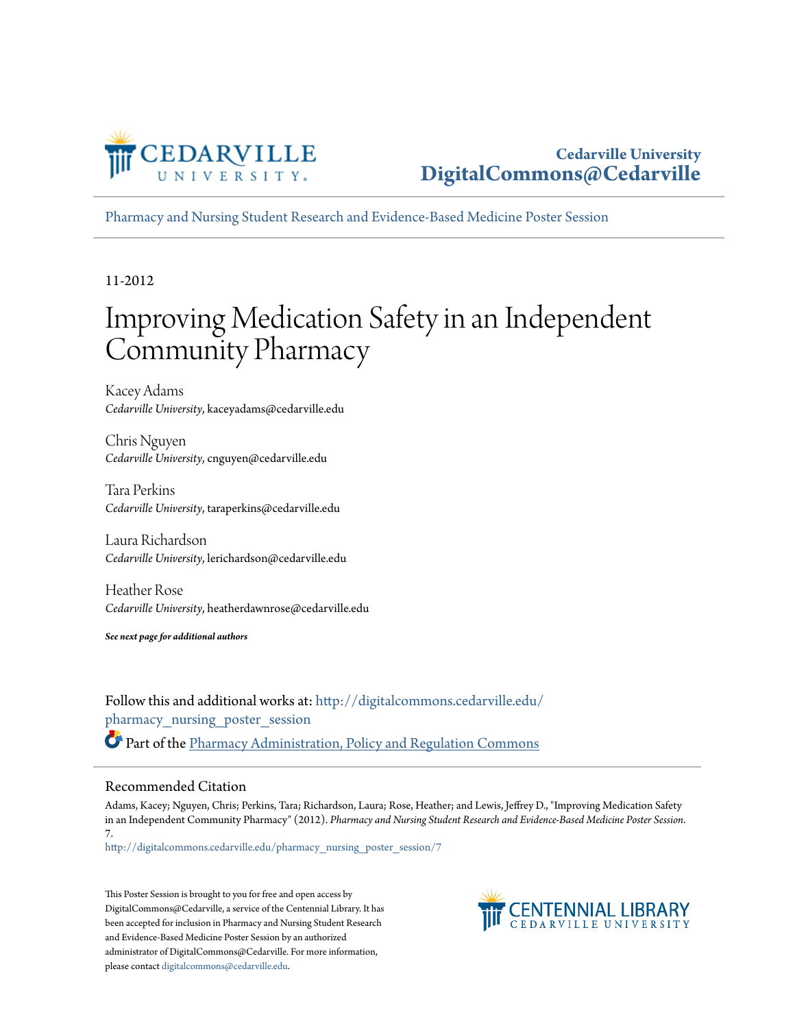Cedarville University
DigitalCommons@Cedarville

Pharmacy and Nursing Student Research and Evidence-Based Medicine Poster Session

11-2012

# Improving Medication Safety in an Independent Community Pharmacy

Kacey Adams
*Cedarville University*, kaceyadams@cedarville.edu

Chris Nguyen
*Cedarville University*, cnguyen@cedarville.edu

Tara Perkins
*Cedarville University*, taraperkins@cedarville.edu

Laura Richardson
*Cedarville University*, lerichardson@cedarville.edu

Heather Rose
*Cedarville University*, heatherdawnrose@cedarville.edu

***See next page for additional authors***

Follow this and additional works at: http://digitalcommons.cedarville.edu/pharmacy_nursing_poster_session

Part of the Pharmacy Administration, Policy and Regulation Commons

## Recommended Citation

Adams, Kacey; Nguyen, Chris; Perkins, Tara; Richardson, Laura; Rose, Heather; and Lewis, Jeffrey D., "Improving Medication Safety in an Independent Community Pharmacy" (2012). *Pharmacy and Nursing Student Research and Evidence-Based Medicine Poster Session*. 7.
http://digitalcommons.cedarville.edu/pharmacy_nursing_poster_session/7

This Poster Session is brought to you for free and open access by DigitalCommons@Cedarville, a service of the Centennial Library. It has been accepted for inclusion in Pharmacy and Nursing Student Research and Evidence-Based Medicine Poster Session by an authorized administrator of DigitalCommons@Cedarville. For more information, please contact digitalcommons@cedarville.edu.

CENTENNIAL LIBRARY
CEDARVILLE UNIVERSITY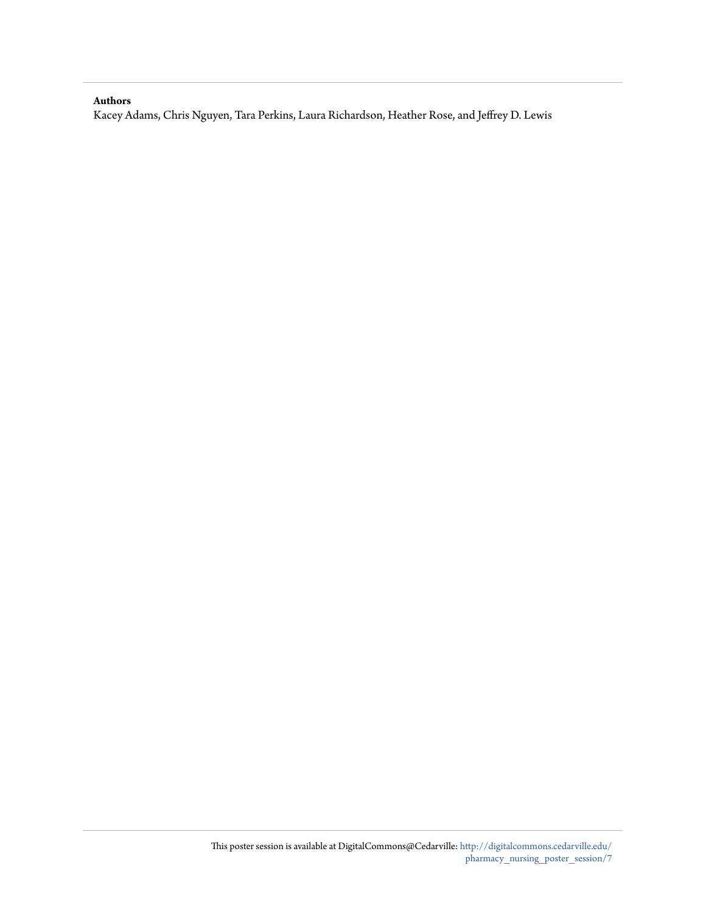**Authors**

Kacey Adams, Chris Nguyen, Tara Perkins, Laura Richardson, Heather Rose, and Jeffrey D. Lewis

This poster session is available at DigitalCommons@Cedarville: http://digitalcommons.cedarville.edu/pharmacy_nursing_poster_session/7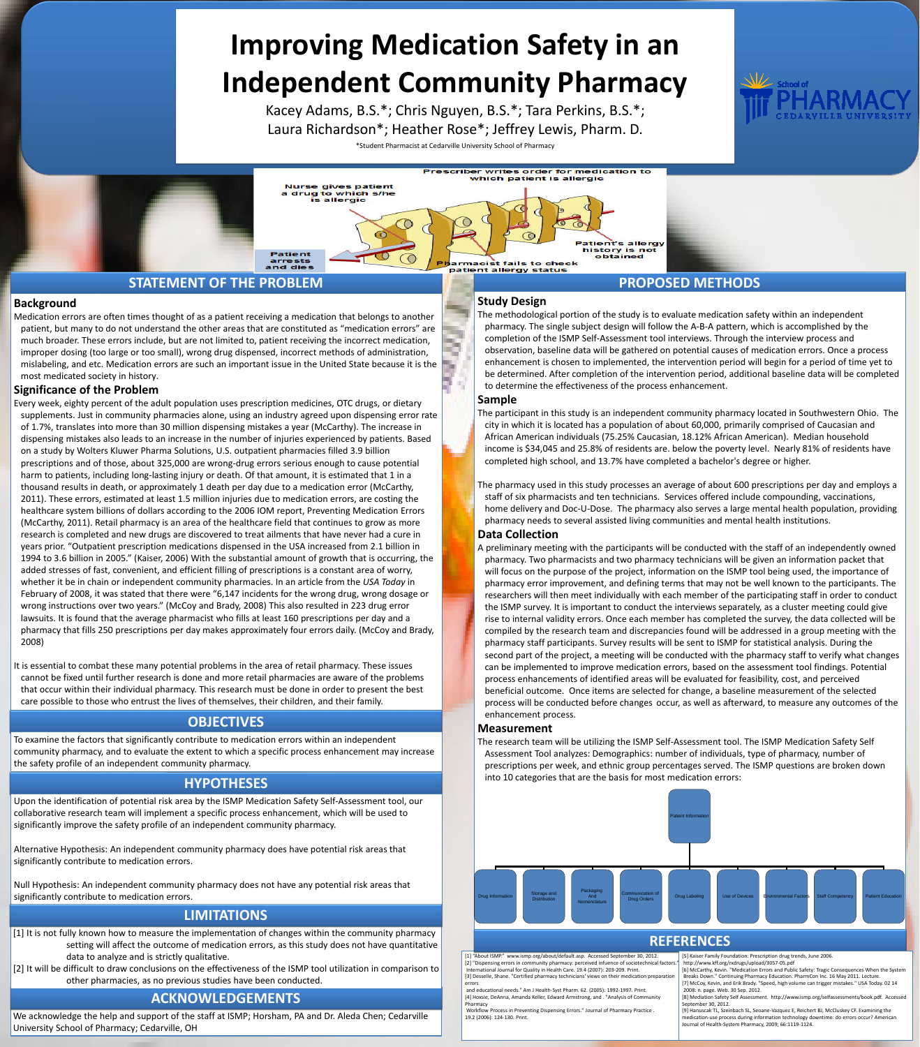# Improving Medication Safety in an Independent Community Pharmacy

Kacey Adams, B.S.*; Chris Nguyen, B.S.*; Tara Perkins, B.S.*; Laura Richardson*; Heather Rose*; Jeffrey Lewis, Pharm. D.

*Student Pharmacist at Cedarville University School of Pharmacy

School of PHARMACY CEDARVILLE UNIVERSITY

Prescriber writes order for medication to which patient is allergic

Nurse gives patient a drug to which s/he is allergic

Patient's allergy history is not obtained

Pharmacist fails to check patient allergy status

Patient arrests and dies

## STATEMENT OF THE PROBLEM

### Background

Medication errors are often times thought of as a patient receiving a medication that belongs to another patient, but many to do not understand the other areas that are constituted as "medication errors" are much broader. These errors include, but are not limited to, patient receiving the incorrect medication, improper dosing (too large or too small), wrong drug dispensed, incorrect methods of administration, mislabeling, and etc. Medication errors are such an important issue in the United State because it is the most medicated society in history.

### Significance of the Problem

Every week, eighty percent of the adult population uses prescription medicines, OTC drugs, or dietary supplements. Just in community pharmacies alone, using an industry agreed upon dispensing error rate of 1.7%, translates into more than 30 million dispensing mistakes a year (McCarthy). The increase in dispensing mistakes also leads to an increase in the number of injuries experienced by patients. Based on a study by Wolters Kluwer Pharma Solutions, U.S. outpatient pharmacies filled 3.9 billion prescriptions and of those, about 325,000 are wrong-drug errors serious enough to cause potential harm to patients, including long-lasting injury or death. Of that amount, it is estimated that 1 in a thousand results in death, or approximately 1 death per day due to a medication error (McCarthy, 2011). These errors, estimated at least 1.5 million injuries due to medication errors, are costing the healthcare system billions of dollars according to the 2006 IOM report, Preventing Medication Errors (McCarthy, 2011). Retail pharmacy is an area of the healthcare field that continues to grow as more research is completed and new drugs are discovered to treat ailments that have never had a cure in years prior. "Outpatient prescription medications dispensed in the USA increased from 2.1 billion in 1994 to 3.6 billion in 2005." (Kaiser, 2006) With the substantial amount of growth that is occurring, the added stresses of fast, convenient, and efficient filling of prescriptions is a constant area of worry, whether it be in chain or independent community pharmacies. In an article from the *USA Today* in February of 2008, it was stated that there were "6,147 incidents for the wrong drug, wrong dosage or wrong instructions over two years." (McCoy and Brady, 2008) This also resulted in 223 drug error lawsuits. It is found that the average pharmacist who fills at least 160 prescriptions per day and a pharmacy that fills 250 prescriptions per day makes approximately four errors daily. (McCoy and Brady, 2008)

It is essential to combat these many potential problems in the area of retail pharmacy. These issues cannot be fixed until further research is done and more retail pharmacies are aware of the problems that occur within their individual pharmacy. This research must be done in order to present the best care possible to those who entrust the lives of themselves, their children, and their family.

## OBJECTIVES

To examine the factors that significantly contribute to medication errors within an independent community pharmacy, and to evaluate the extent to which a specific process enhancement may increase the safety profile of an independent community pharmacy.

## HYPOTHESES

Upon the identification of potential risk area by the ISMP Medication Safety Self-Assessment tool, our collaborative research team will implement a specific process enhancement, which will be used to significantly improve the safety profile of an independent community pharmacy.

Alternative Hypothesis: An independent community pharmacy does have potential risk areas that significantly contribute to medication errors.

Null Hypothesis: An independent community pharmacy does not have any potential risk areas that significantly contribute to medication errors.

## LIMITATIONS

[1] It is not fully known how to measure the implementation of changes within the community pharmacy setting will affect the outcome of medication errors, as this study does not have quantitative data to analyze and is strictly qualitative.

[2] It will be difficult to draw conclusions on the effectiveness of the ISMP tool utilization in comparison to other pharmacies, as no previous studies have been conducted.

## ACKNOWLEDGEMENTS

We acknowledge the help and support of the staff at ISMP; Horsham, PA and Dr. Aleda Chen; Cedarville University School of Pharmacy; Cedarville, OH

## PROPOSED METHODS

### Study Design

The methodological portion of the study is to evaluate medication safety within an independent pharmacy. The single subject design will follow the A-B-A pattern, which is accomplished by the completion of the ISMP Self-Assessment tool interviews. Through the interview process and observation, baseline data will be gathered on potential causes of medication errors. Once a process enhancement is chosen to implemented, the intervention period will begin for a period of time yet to be determined. After completion of the intervention period, additional baseline data will be completed to determine the effectiveness of the process enhancement.

### Sample

The participant in this study is an independent community pharmacy located in Southwestern Ohio. The city in which it is located has a population of about 60,000, primarily comprised of Caucasian and African American individuals (75.25% Caucasian, 18.12% African American). Median household income is $34,045 and 25.8% of residents are. below the poverty level. Nearly 81% of residents have completed high school, and 13.7% have completed a bachelor's degree or higher.

The pharmacy used in this study processes an average of about 600 prescriptions per day and employs a staff of six pharmacists and ten technicians. Services offered include compounding, vaccinations, home delivery and Doc-U-Dose. The pharmacy also serves a large mental health population, providing pharmacy needs to several assisted living communities and mental health institutions.

### Data Collection

A preliminary meeting with the participants will be conducted with the staff of an independently owned pharmacy. Two pharmacists and two pharmacy technicians will be given an information packet that will focus on the purpose of the project, information on the ISMP tool being used, the importance of pharmacy error improvement, and defining terms that may not be well known to the participants. The researchers will then meet individually with each member of the participating staff in order to conduct the ISMP survey. It is important to conduct the interviews separately, as a cluster meeting could give rise to internal validity errors. Once each member has completed the survey, the data collected will be compiled by the research team and discrepancies found will be addressed in a group meeting with the pharmacy staff participants. Survey results will be sent to ISMP for statistical analysis. During the second part of the project, a meeting will be conducted with the pharmacy staff to verify what changes can be implemented to improve medication errors, based on the assessment tool findings. Potential process enhancements of identified areas will be evaluated for feasibility, cost, and perceived beneficial outcome. Once items are selected for change, a baseline measurement of the selected process will be conducted before changes occur, as well as afterward, to measure any outcomes of the enhancement process.

### Measurement

The research team will be utilizing the ISMP Self-Assessment tool. The ISMP Medication Safety Self Assessment Tool analyzes: Demographics: number of individuals, type of pharmacy, number of prescriptions per week, and ethnic group percentages served. The ISMP questions are broken down into 10 categories that are the basis for most medication errors:

Patient Information

Drug Information
Storage and Distribution
Packaging And Nomenclature
Communication of Drug Orders
Drug Labeling
Use of Devices
Environmental Factors
Staff Competency
Patient Education

## REFERENCES

[1] "About ISMP." www.ismp.org/about/default.asp. Accessed September 30, 2012.
[2] "Dispensing errors in community pharmacy: perceived influence of sociotechnical factors." International Journal for Quality in Health Care. 19.4 (2007): 203-209. Print.
[3] Desselle, Shane. "Certified pharmacy technicians' views on their medication preparation errors and educational needs." Am J Health-Syst Pharm. 62. (2005): 1992-1997. Print.
[4] Hoxsie, DeAnna, Amanda Keller, Edward Armstrong, and . "Analysis of Community Pharmacy Workflow Process in Preventing Dispensing Errors." Journal of Pharmacy Practice . 19.2 (2006): 124-130. Print.
[5] Kaiser Family Foundation: Prescription drug trends, June 2006. http://www.kff.org/rxdrugs/upload/3057-05.pdf
[6] McCarthy, Kevin. "Medication Errors and Public Safety: Tragic Consequences When the System Breaks Down." Continuing Pharmacy Education. PharmCon Inc. 16 May 2011. Lecture.
[7] McCoy, Kevin, and Erik Brady. "Speed, high volume can trigger mistakes." USA Today. 02 14 2008: n. page. Web. 30 Sep. 2012.
[8] Mediation Safety Self Assessment. http://www.ismp.org/selfassessments/book.pdf. Accessed September 30, 2012.
[9] Hanuscak TL, Szeinbach SL, Seoane-Vazquez E, Reichert BJ, McCluskey CF. Examining the medication-use process during information technology downtime: do errors occur? American Journal of Health-System Pharmacy, 2009; 66:1119-1124.